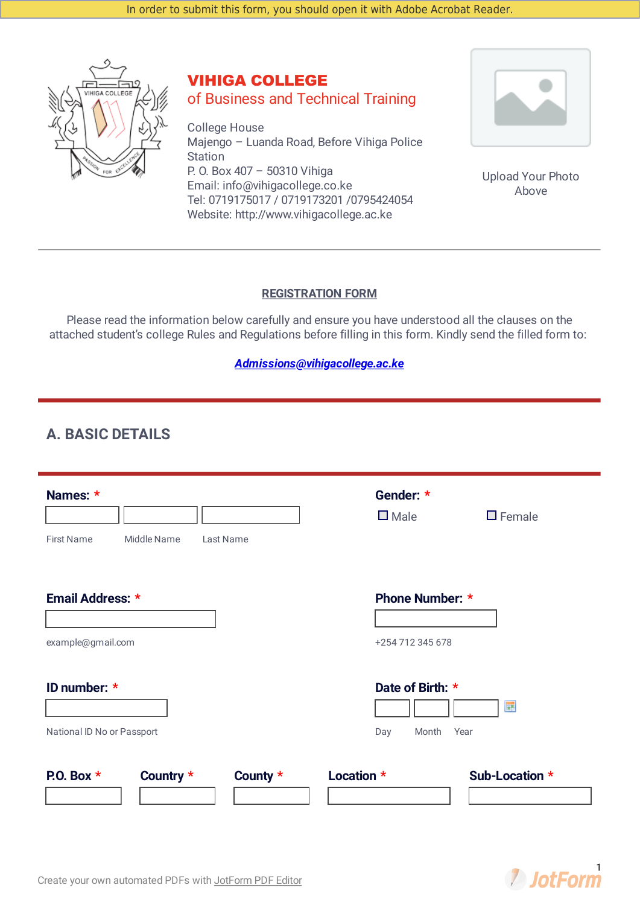In order to submit this form, you should open it with Adobe Acrobat Reader.

# VIHIGA COLLEGE
## of Business and Technical Training

College House
Majengo – Luanda Road, Before Vihiga Police Station
P. O. Box 407 – 50310 Vihiga
Email: info@vihigacollege.co.ke
Tel: 0719175017 / 0719173201 /0795424054
Website: http://www.vihigacollege.ac.ke

Upload Your Photo Above

---

**REGISTRATION FORM**

Please read the information below carefully and ensure you have understood all the clauses on the attached student's college Rules and Regulations before filling in this form. Kindly send the filled form to:

***Admissions@vihigacollege.ac.ke***

## A. BASIC DETAILS

**Names:** *

First Name ______ Middle Name ______ Last Name ______

**Gender:** *

☐ Male ☐ Female

**Email Address:** *

______
example@gmail.com

**Phone Number:** *

______
+254 712 345 678

**ID number:** *

______
National ID No or Passport

**Date of Birth:** *

Day ______ Month ______ Year ______

**P.O. Box** * ______

**Country** * ______

**County** * ______

**Location** * ______

**Sub-Location** * ______

Create your own automated PDFs with JotForm PDF Editor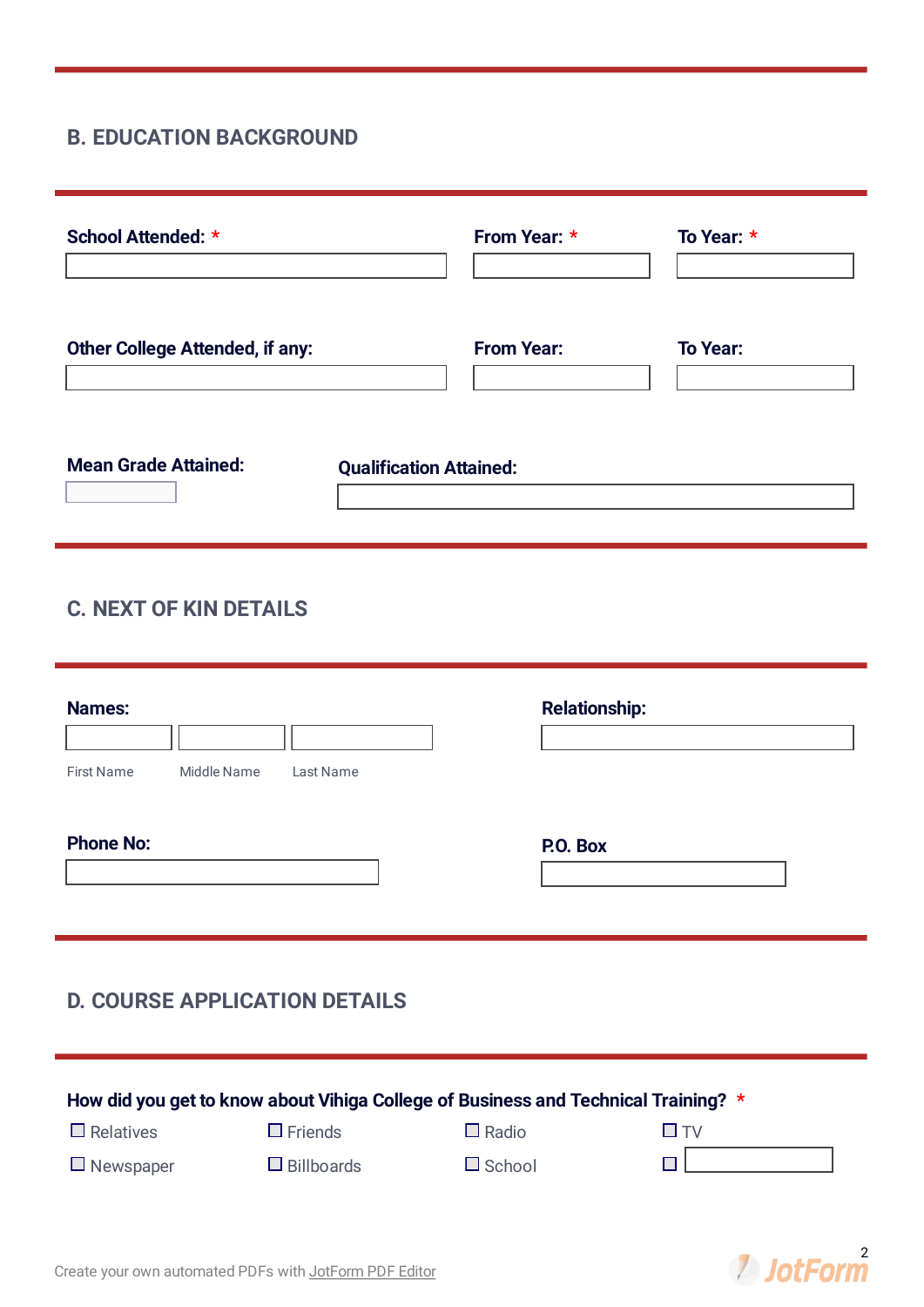## B. EDUCATION BACKGROUND

**School Attended:** *

**From Year:** *

**To Year:** *

**Other College Attended, if any:**

**From Year:**

**To Year:**

**Mean Grade Attained:**

**Qualification Attained:**

## C. NEXT OF KIN DETAILS

**Names:**

First Name | Middle Name | Last Name

**Relationship:**

**Phone No:**

**P.O. Box**

## D. COURSE APPLICATION DETAILS

**How did you get to know about Vihiga College of Business and Technical Training?** *

- ☐ Relatives
- ☐ Friends
- ☐ Radio
- ☐ TV
- ☐ Newspaper
- ☐ Billboards
- ☐ School
- ☐

Create your own automated PDFs with JotForm PDF Editor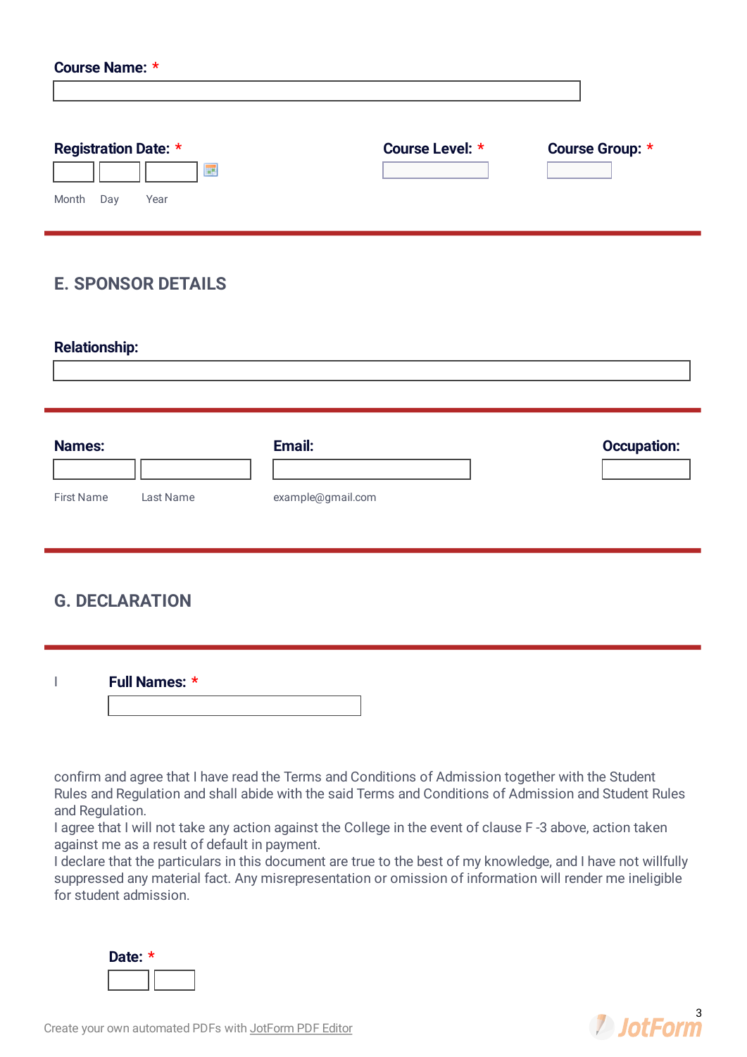**Course Name:** *

**Registration Date:** *

Month Day Year

**Course Level:** *

**Course Group:** *

## E. SPONSOR DETAILS

**Relationship:**

**Names:**

First Name Last Name

**Email:**

example@gmail.com

**Occupation:**

## G. DECLARATION

I **Full Names:** *

confirm and agree that I have read the Terms and Conditions of Admission together with the Student Rules and Regulation and shall abide with the said Terms and Conditions of Admission and Student Rules and Regulation.
I agree that I will not take any action against the College in the event of clause F -3 above, action taken against me as a result of default in payment.
I declare that the particulars in this document are true to the best of my knowledge, and I have not willfully suppressed any material fact. Any misrepresentation or omission of information will render me ineligible for student admission.

**Date:** *

Create your own automated PDFs with JotForm PDF Editor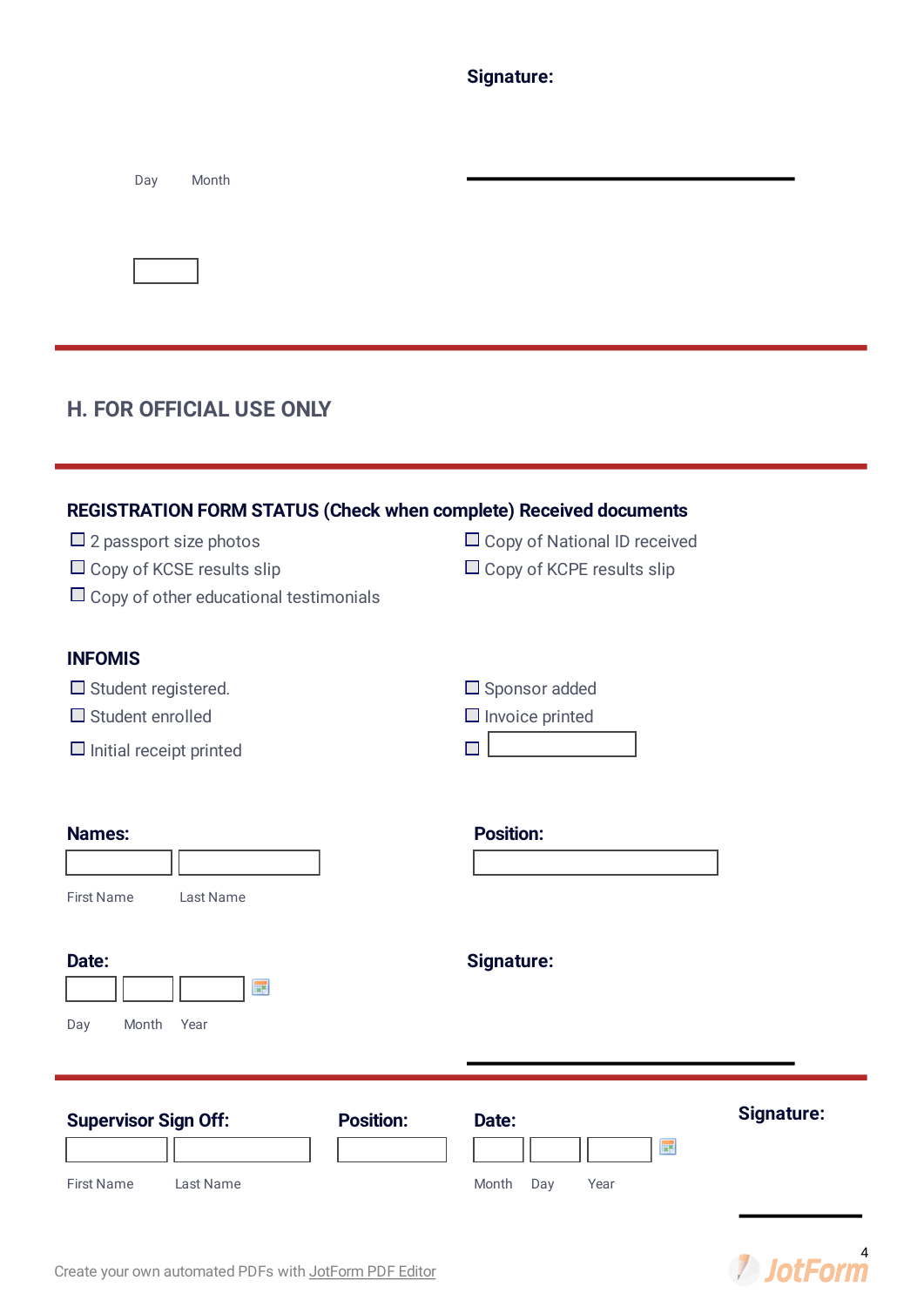**Signature:**

Day Month

## H. FOR OFFICIAL USE ONLY

**REGISTRATION FORM STATUS (Check when complete) Received documents**

- ☐ 2 passport size photos
- ☐ Copy of National ID received
- ☐ Copy of KCSE results slip
- ☐ Copy of KCPE results slip
- ☐ Copy of other educational testimonials

**INFOMIS**

- ☐ Student registered.
- ☐ Sponsor added
- ☐ Student enrolled
- ☐ Invoice printed
- ☐ Initial receipt printed
- ☐

**Names:**

First Name Last Name

**Position:**

**Date:**

Day Month Year

**Signature:**

**Supervisor Sign Off:**

First Name Last Name

**Position:**

**Date:**

Month Day Year

**Signature:**

Create your own automated PDFs with JotForm PDF Editor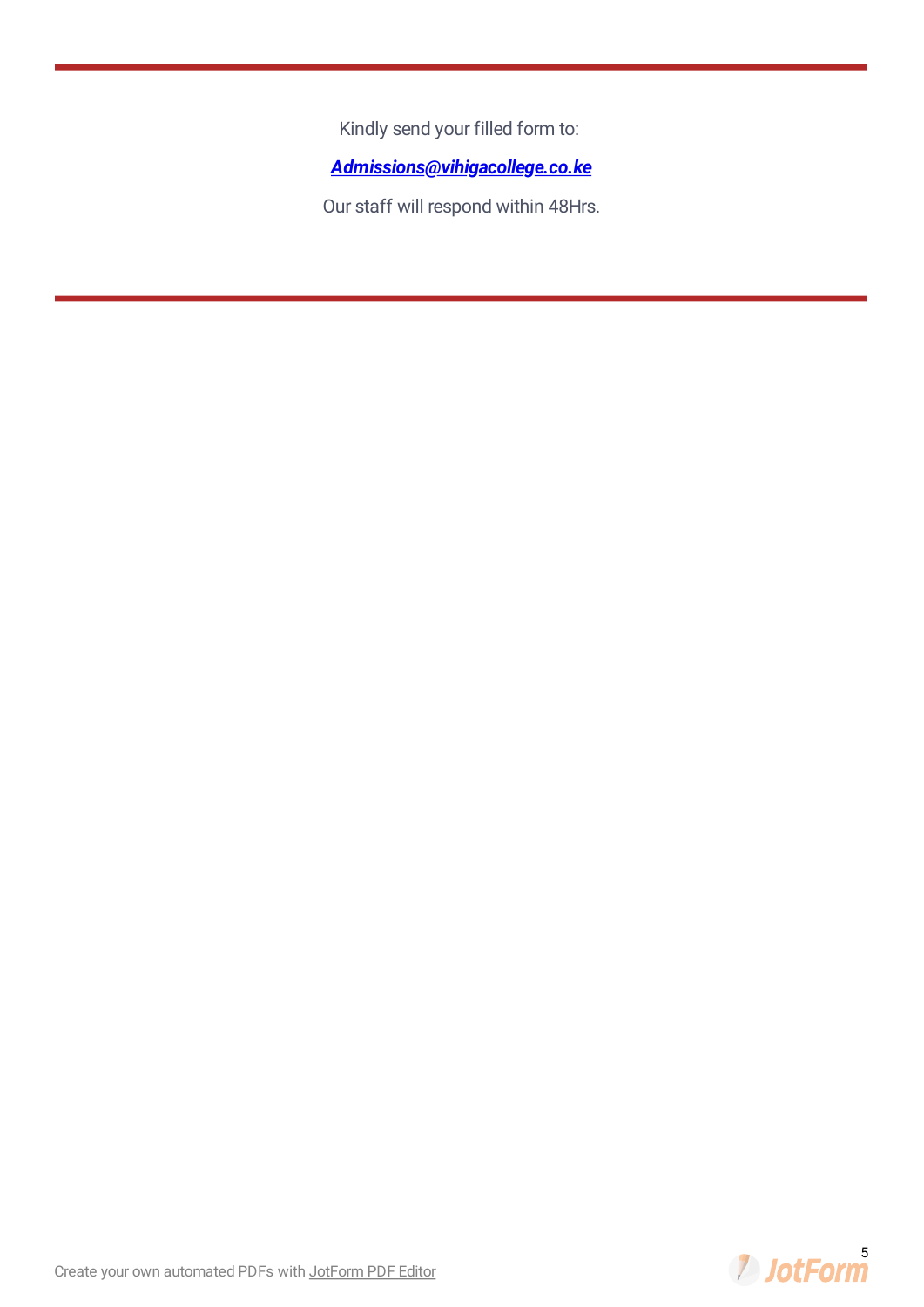Kindly send your filled form to:

***Admissions@vihigacollege.co.ke***

Our staff will respond within 48Hrs.